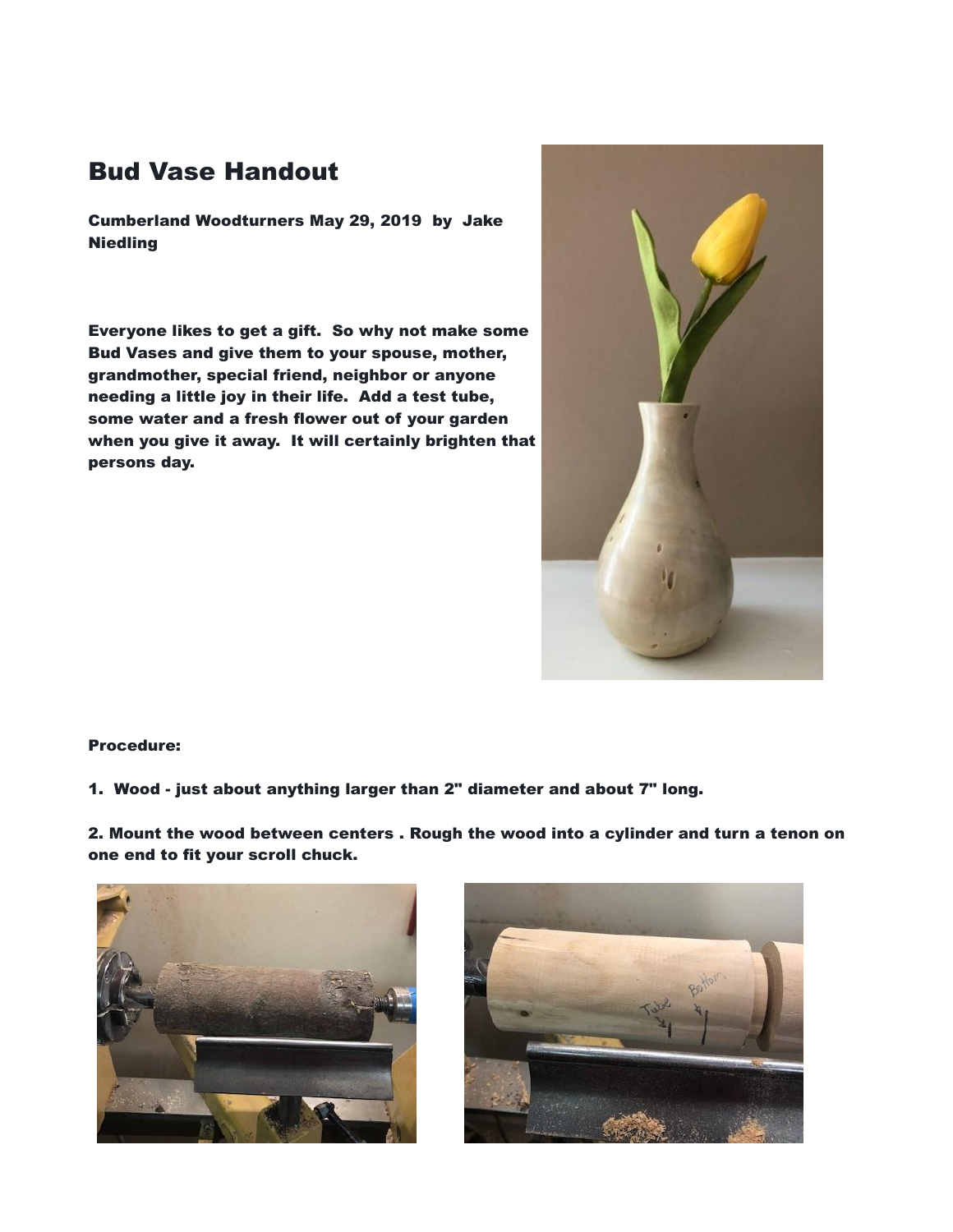# Bud Vase Handout

**Cumberland Woodturners May 29, 2019 by Jake Niedling**

**Everyone likes to get a gift. So why not make some Bud Vases and give them to your spouse, mother, grandmother, special friend, neighbor or anyone needing a little joy in their life. Add a test tube, some water and a fresh flower out of your garden when you give it away. It will certainly brighten that persons day.**

**Procedure:**

**1. Wood - just about anything larger than 2" diameter and about 7" long.**

**2. Mount the wood between centers . Rough the wood into a cylinder and turn a tenon on one end to fit your scroll chuck.**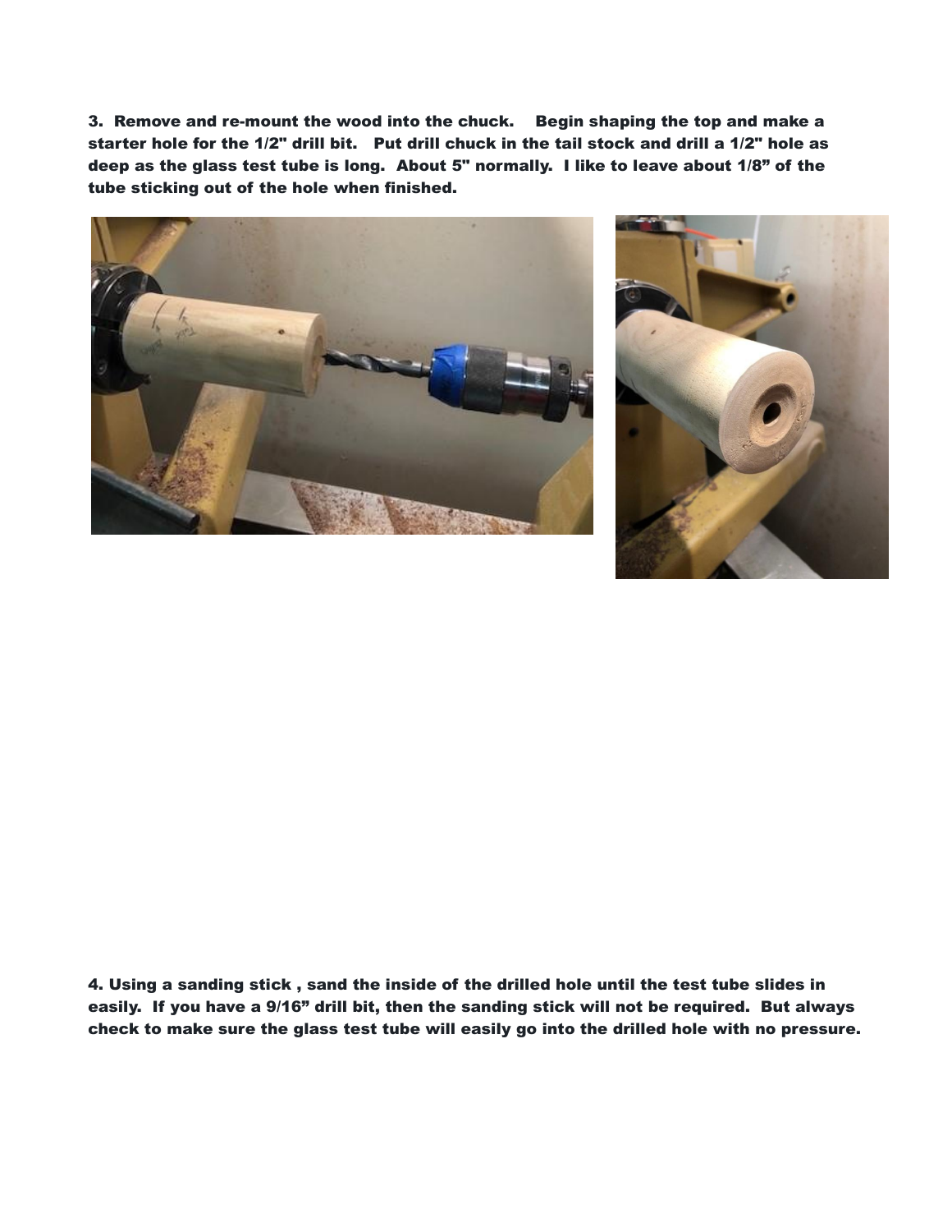**3. Remove and re-mount the wood into the chuck. Begin shaping the top and make a starter hole for the 1/2" drill bit. Put drill chuck in the tail stock and drill a 1/2" hole as deep as the glass test tube is long. About 5" normally. I like to leave about 1/8" of the tube sticking out of the hole when finished.**

**4. Using a sanding stick , sand the inside of the drilled hole until the test tube slides in easily. If you have a 9/16" drill bit, then the sanding stick will not be required. But always check to make sure the glass test tube will easily go into the drilled hole with no pressure.**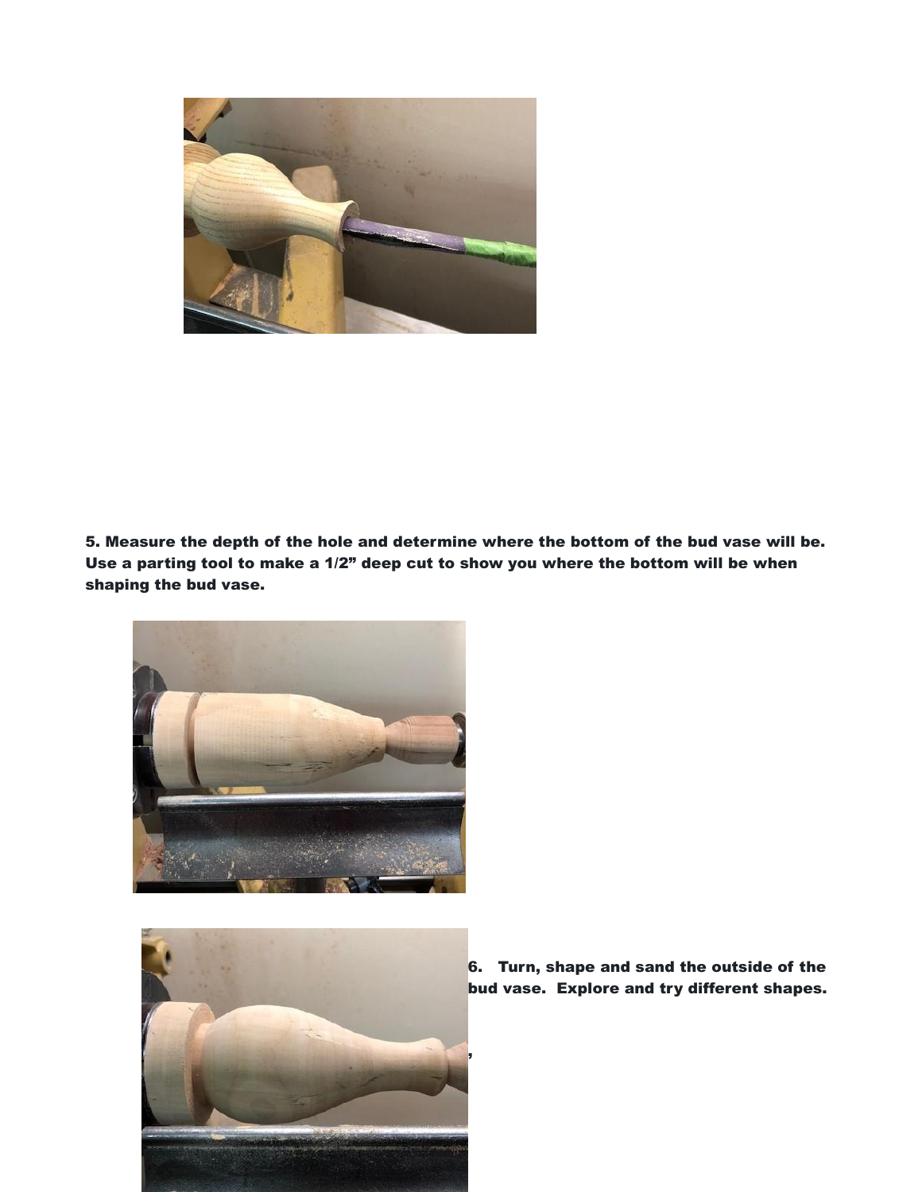**5. Measure the depth of the hole and determine where the bottom of the bud vase will be. Use a parting tool to make a 1/2” deep cut to show you where the bottom will be when shaping the bud vase.**

**6. Turn, shape and sand the outside of the bud vase. Explore and try different shapes.**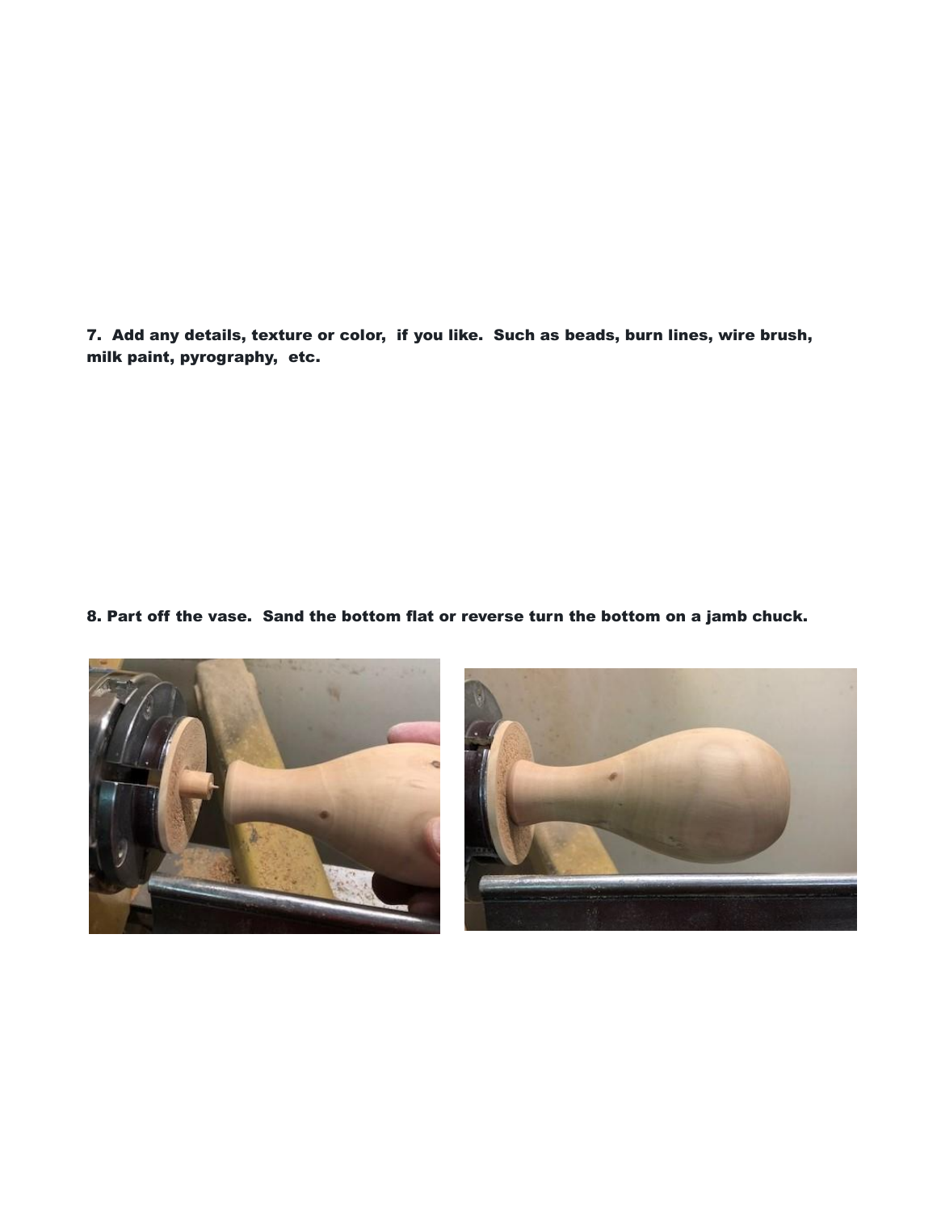**7. Add any details, texture or color, if you like. Such as beads, burn lines, wire brush, milk paint, pyrography, etc.**

**8. Part off the vase. Sand the bottom flat or reverse turn the bottom on a jamb chuck.**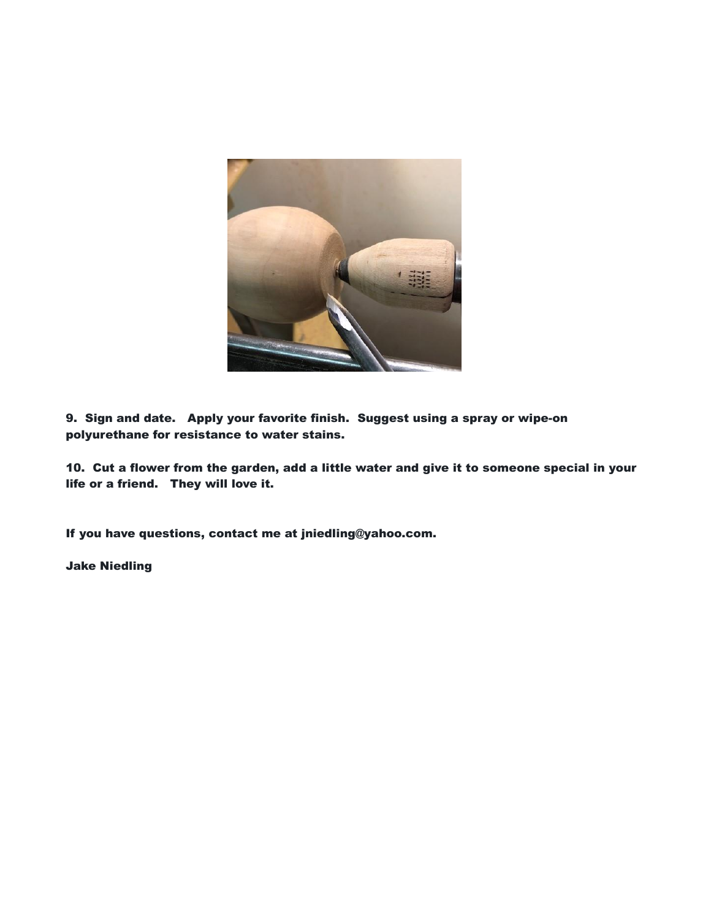**9. Sign and date. Apply your favorite finish. Suggest using a spray or wipe-on polyurethane for resistance to water stains.**

**10. Cut a flower from the garden, add a little water and give it to someone special in your life or a friend. They will love it.**

**If you have questions, contact me at jniedling@yahoo.com.**

**Jake Niedling**